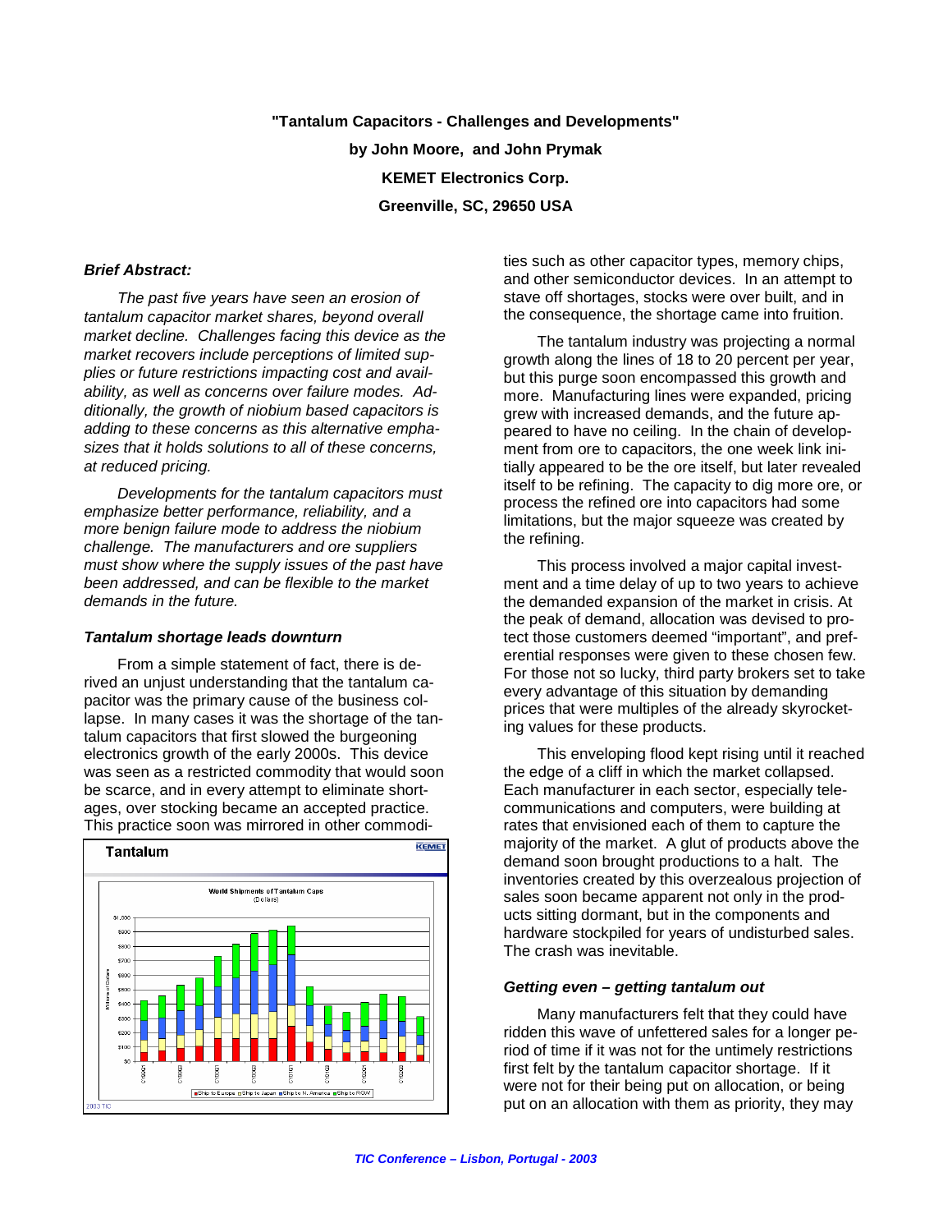**"Tantalum Capacitors - Challenges and Developments"**

**by John Moore, and John Prymak**

**KEMET Electronics Corp.**

**Greenville, SC, 29650 USA**

### *Brief Abstract:*

*The past five years have seen an erosion of tantalum capacitor market shares, beyond overall market decline. Challenges facing this device as the market recovers include perceptions of limited supplies or future restrictions impacting cost and availability, as well as concerns over failure modes. Additionally, the growth of niobium based capacitors is adding to these concerns as this alternative emphasizes that it holds solutions to all of these concerns, at reduced pricing.*

*Developments for the tantalum capacitors must emphasize better performance, reliability, and a more benign failure mode to address the niobium challenge. The manufacturers and ore suppliers must show where the supply issues of the past have been addressed, and can be flexible to the market demands in the future.*

### *Tantalum shortage leads downturn*

From a simple statement of fact, there is derived an unjust understanding that the tantalum capacitor was the primary cause of the business collapse. In many cases it was the shortage of the tantalum capacitors that first slowed the burgeoning electronics growth of the early 2000s. This device was seen as a restricted commodity that would soon be scarce, and in every attempt to eliminate shortages, over stocking became an accepted practice. This practice soon was mirrored in other commodities such as other capacitor types, memory chips, and other semiconductor devices. In an attempt to stave off shortages, stocks were over built, and in the consequence, the shortage came into fruition.

The tantalum industry was projecting a normal growth along the lines of 18 to 20 percent per year, but this purge soon encompassed this growth and more. Manufacturing lines were expanded, pricing grew with increased demands, and the future appeared to have no ceiling. In the chain of development from ore to capacitors, the one week link initially appeared to be the ore itself, but later revealed itself to be refining. The capacity to dig more ore, or process the refined ore into capacitors had some limitations, but the major squeeze was created by the refining.

This process involved a major capital investment and a time delay of up to two years to achieve the demanded expansion of the market in crisis. At the peak of demand, allocation was devised to protect those customers deemed “important”, and preferential responses were given to these chosen few. For those not so lucky, third party brokers set to take every advantage of this situation by demanding prices that were multiples of the already skyrocketing values for these products.

This enveloping flood kept rising until it reached the edge of a cliff in which the market collapsed. Each manufacturer in each sector, especially telecommunications and computers, were building at rates that envisioned each of them to capture the majority of the market. A glut of products above the demand soon brought productions to a halt. The inventories created by this overzealous projection of sales soon became apparent not only in the products sitting dormant, but in the components and hardware stockpiled for years of undisturbed sales. The crash was inevitable.

### *Getting even – getting tantalum out*

Many manufacturers felt that they could have ridden this wave of unfettered sales for a longer period of time if it was not for the untimely restrictions first felt by the tantalum capacitor shortage. If it were not for their being put on allocation, or being put on an allocation with them as priority, they may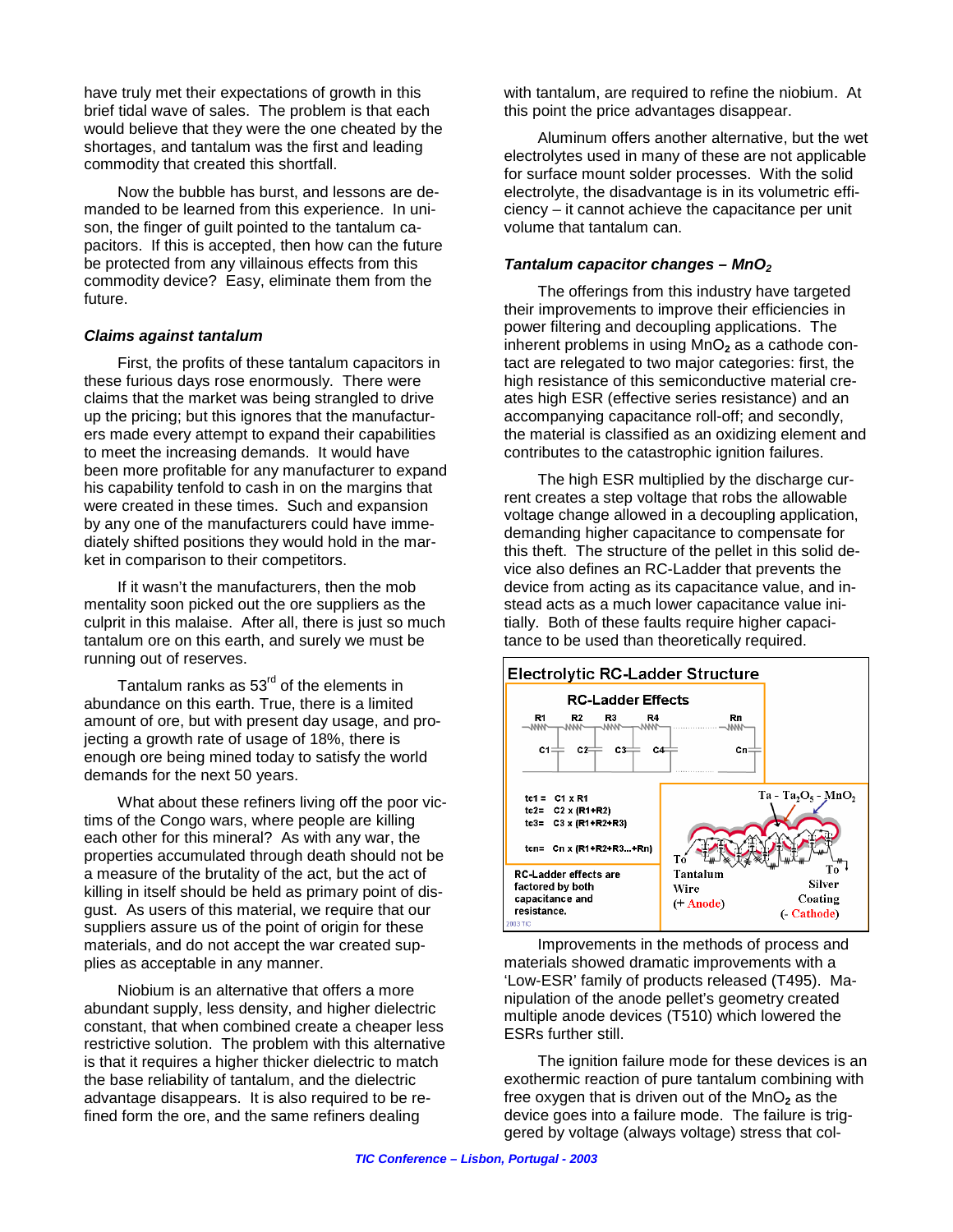have truly met their expectations of growth in this brief tidal wave of sales. The problem is that each would believe that they were the one cheated by the shortages, and tantalum was the first and leading commodity that created this shortfall.

Now the bubble has burst, and lessons are demanded to be learned from this experience. In unison, the finger of guilt pointed to the tantalum capacitors. If this is accepted, then how can the future be protected from any villainous effects from this commodity device? Easy, eliminate them from the future.

### *Claims against tantalum*

First, the profits of these tantalum capacitors in these furious days rose enormously. There were claims that the market was being strangled to drive up the pricing; but this ignores that the manufacturers made every attempt to expand their capabilities to meet the increasing demands. It would have been more profitable for any manufacturer to expand his capability tenfold to cash in on the margins that were created in these times. Such and expansion by any one of the manufacturers could have immediately shifted positions they would hold in the market in comparison to their competitors.

If it wasn't the manufacturers, then the mob mentality soon picked out the ore suppliers as the culprit in this malaise. After all, there is just so much tantalum ore on this earth, and surely we must be running out of reserves.

Tantalum ranks as 53rd of the elements in abundance on this earth. True, there is a limited amount of ore, but with present day usage, and projecting a growth rate of usage of 18%, there is enough ore being mined today to satisfy the world demands for the next 50 years.

What about these refiners living off the poor victims of the Congo wars, where people are killing each other for this mineral? As with any war, the properties accumulated through death should not be a measure of the brutality of the act, but the act of killing in itself should be held as primary point of disgust. As users of this material, we require that our suppliers assure us of the point of origin for these materials, and do not accept the war created supplies as acceptable in any manner.

Niobium is an alternative that offers a more abundant supply, less density, and higher dielectric constant, that when combined create a cheaper less restrictive solution. The problem with this alternative is that it requires a higher thicker dielectric to match the base reliability of tantalum, and the dielectric advantage disappears. It is also required to be refined form the ore, and the same refiners dealing with tantalum, are required to refine the niobium. At this point the price advantages disappear.

Aluminum offers another alternative, but the wet electrolytes used in many of these are not applicable for surface mount solder processes. With the solid electrolyte, the disadvantage is in its volumetric efficiency – it cannot achieve the capacitance per unit volume that tantalum can.

### *Tantalum capacitor changes – $MnO_2$*

The offerings from this industry have targeted their improvements to improve their efficiencies in power filtering and decoupling applications. The inherent problems in using $MnO_2$ as a cathode contact are relegated to two major categories: first, the high resistance of this semiconductive material creates high ESR (effective series resistance) and an accompanying capacitance roll-off; and secondly, the material is classified as an oxidizing element and contributes to the catastrophic ignition failures.

The high ESR multiplied by the discharge current creates a step voltage that robs the allowable voltage change allowed in a decoupling application, demanding higher capacitance to compensate for this theft. The structure of the pellet in this solid device also defines an RC-Ladder that prevents the device from acting as its capacitance value, and instead acts as a much lower capacitance value initially. Both of these faults require higher capacitance to be used than theoretically required.

**Electrolytic RC-Ladder Structure**

**RC-Ladder Effects**

R1, R2, R3, R4 ... Rn; C1, C2, C3, C4 ... Cn

$tc1 = C1 \times R1$
$tc2 = C2 \times (R1+R2)$
$tc3 = C3 \times (R1+R2+R3)$
$tcn = Cn \times (R1+R2+R3...+Rn)$

RC-Ladder effects are factored by both capacitance and resistance.

Ta - $Ta_2O_5$ - $MnO_2$; To Tantalum Wire (+ Anode); To Silver Coating (- Cathode)

2003 TIC

Improvements in the methods of process and materials showed dramatic improvements with a 'Low-ESR' family of products released (T495). Manipulation of the anode pellet's geometry created multiple anode devices (T510) which lowered the ESRs further still.

The ignition failure mode for these devices is an exothermic reaction of pure tantalum combining with free oxygen that is driven out of the $MnO_2$ as the device goes into a failure mode. The failure is triggered by voltage (always voltage) stress that col-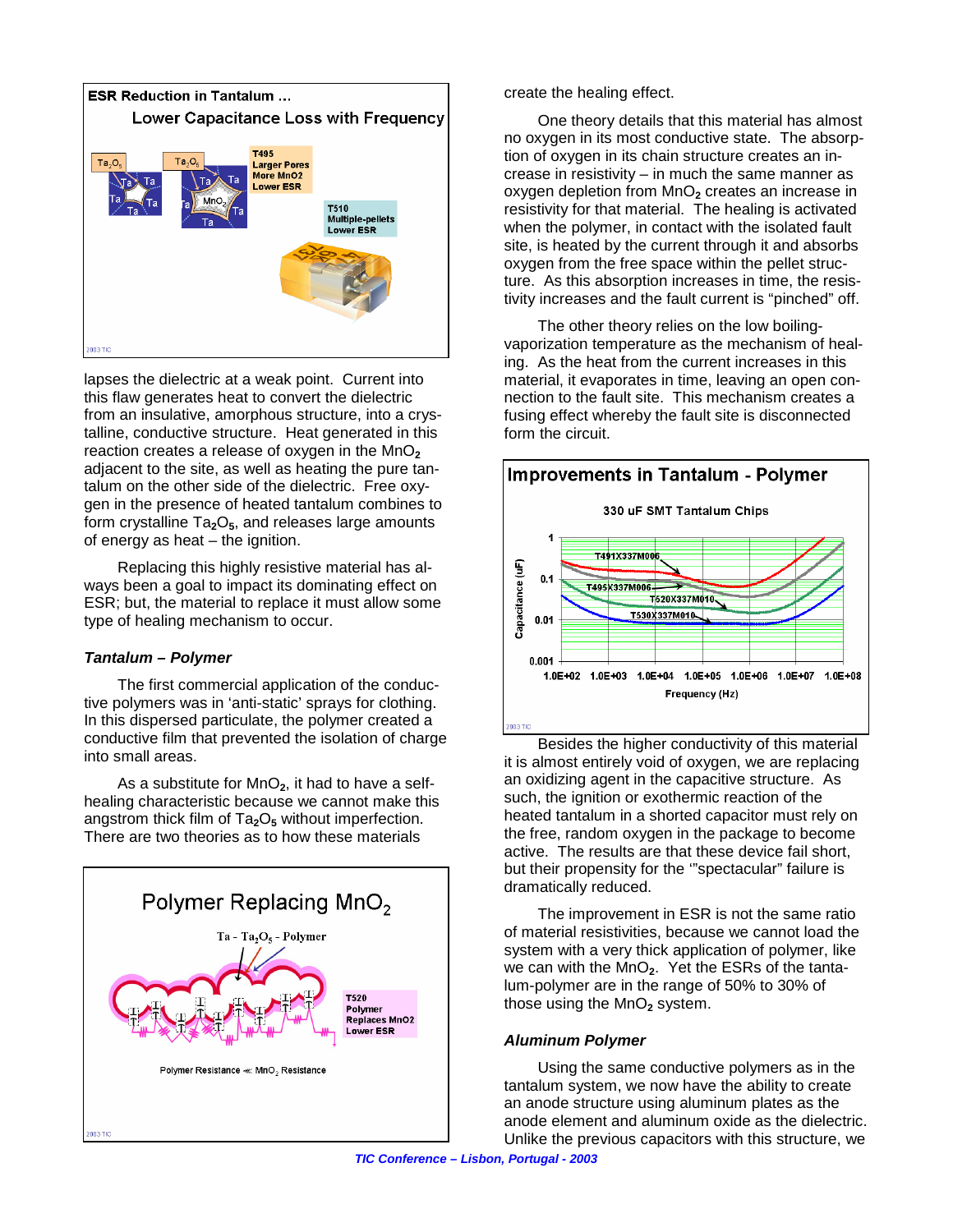lapses the dielectric at a weak point. Current into this flaw generates heat to convert the dielectric from an insulative, amorphous structure, into a crystalline, conductive structure. Heat generated in this reaction creates a release of oxygen in the $MnO_2$ adjacent to the site, as well as heating the pure tantalum on the other side of the dielectric. Free oxygen in the presence of heated tantalum combines to form crystalline $Ta_2O_5$, and releases large amounts of energy as heat – the ignition.

Replacing this highly resistive material has always been a goal to impact its dominating effect on ESR; but, the material to replace it must allow some type of healing mechanism to occur.

### *Tantalum – Polymer*

The first commercial application of the conductive polymers was in 'anti-static' sprays for clothing. In this dispersed particulate, the polymer created a conductive film that prevented the isolation of charge into small areas.

As a substitute for $MnO_2$, it had to have a self-healing characteristic because we cannot make this angstrom thick film of $Ta_2O_5$ without imperfection. There are two theories as to how these materials create the healing effect.

One theory details that this material has almost no oxygen in its most conductive state. The absorption of oxygen in its chain structure creates an increase in resistivity – in much the same manner as oxygen depletion from $MnO_2$ creates an increase in resistivity for that material. The healing is activated when the polymer, in contact with the isolated fault site, is heated by the current through it and absorbs oxygen from the free space within the pellet structure. As this absorption increases in time, the resistivity increases and the fault current is "pinched" off.

The other theory relies on the low boiling-vaporization temperature as the mechanism of healing. As the heat from the current increases in this material, it evaporates in time, leaving an open connection to the fault site. This mechanism creates a fusing effect whereby the fault site is disconnected form the circuit.

Besides the higher conductivity of this material it is almost entirely void of oxygen, we are replacing an oxidizing agent in the capacitive structure. As such, the ignition or exothermic reaction of the heated tantalum in a shorted capacitor must rely on the free, random oxygen in the package to become active. The results are that these device fail short, but their propensity for the '"spectacular" failure is dramatically reduced.

The improvement in ESR is not the same ratio of material resistivities, because we cannot load the system with a very thick application of polymer, like we can with the $MnO_2$. Yet the ESRs of the tantalum-polymer are in the range of 50% to 30% of those using the $MnO_2$ system.

### *Aluminum Polymer*

Using the same conductive polymers as in the tantalum system, we now have the ability to create an anode structure using aluminum plates as the anode element and aluminum oxide as the dielectric. Unlike the previous capacitors with this structure, we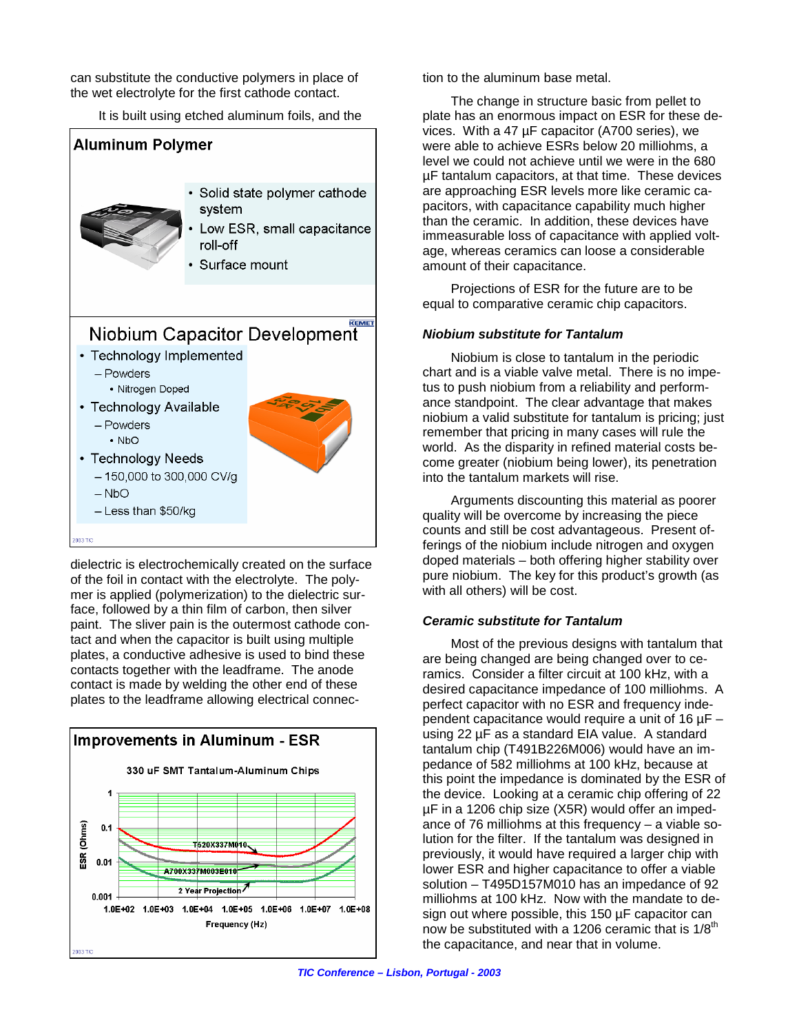can substitute the conductive polymers in place of the wet electrolyte for the first cathode contact.

It is built using etched aluminum foils, and the dielectric is electrochemically created on the surface of the foil in contact with the electrolyte. The polymer is applied (polymerization) to the dielectric surface, followed by a thin film of carbon, then silver paint. The sliver pain is the outermost cathode contact and when the capacitor is built using multiple plates, a conductive adhesive is used to bind these contacts together with the leadframe. The anode contact is made by welding the other end of these plates to the leadframe allowing electrical connection to the aluminum base metal.

**Aluminum Polymer**

- Solid state polymer cathode system
- Low ESR, small capacitance roll-off
- Surface mount

**Niobium Capacitor Development**

- Technology Implemented
  - Powders
    - Nitrogen Doped
- Technology Available
  - Powders
    - NbO
- Technology Needs
  - 150,000 to 300,000 CV/g
  - NbO
  - Less than $50/kg

**Improvements in Aluminum - ESR**

330 uF SMT Tantalum-Aluminum Chips

(Chart: ESR (Ohms) vs. Frequency (Hz), 1.0E+02 to 1.0E+08; curves: T520X337M010, A700X337M003E010, 2 Year Projection)

The change in structure basic from pellet to plate has an enormous impact on ESR for these devices. With a 47 µF capacitor (A700 series), we were able to achieve ESRs below 20 milliohms, a level we could not achieve until we were in the 680 µF tantalum capacitors, at that time. These devices are approaching ESR levels more like ceramic capacitors, with capacitance capability much higher than the ceramic. In addition, these devices have immeasurable loss of capacitance with applied voltage, whereas ceramics can loose a considerable amount of their capacitance.

Projections of ESR for the future are to be equal to comparative ceramic chip capacitors.

### *Niobium substitute for Tantalum*

Niobium is close to tantalum in the periodic chart and is a viable valve metal. There is no impetus to push niobium from a reliability and performance standpoint. The clear advantage that makes niobium a valid substitute for tantalum is pricing; just remember that pricing in many cases will rule the world. As the disparity in refined material costs become greater (niobium being lower), its penetration into the tantalum markets will rise.

Arguments discounting this material as poorer quality will be overcome by increasing the piece counts and still be cost advantageous. Present offerings of the niobium include nitrogen and oxygen doped materials – both offering higher stability over pure niobium. The key for this product's growth (as with all others) will be cost.

### *Ceramic substitute for Tantalum*

Most of the previous designs with tantalum that are being changed are being changed over to ceramics. Consider a filter circuit at 100 kHz, with a desired capacitance impedance of 100 milliohms. A perfect capacitor with no ESR and frequency independent capacitance would require a unit of 16 µF – using 22 µF as a standard EIA value. A standard tantalum chip (T491B226M006) would have an impedance of 582 milliohms at 100 kHz, because at this point the impedance is dominated by the ESR of the device. Looking at a ceramic chip offering of 22 µF in a 1206 chip size (X5R) would offer an impedance of 76 milliohms at this frequency – a viable solution for the filter. If the tantalum was designed in previously, it would have required a larger chip with lower ESR and higher capacitance to offer a viable solution – T495D157M010 has an impedance of 92 milliohms at 100 kHz. Now with the mandate to design out where possible, this 150 µF capacitor can now be substituted with a 1206 ceramic that is 1/8$^{th}$ the capacitance, and near that in volume.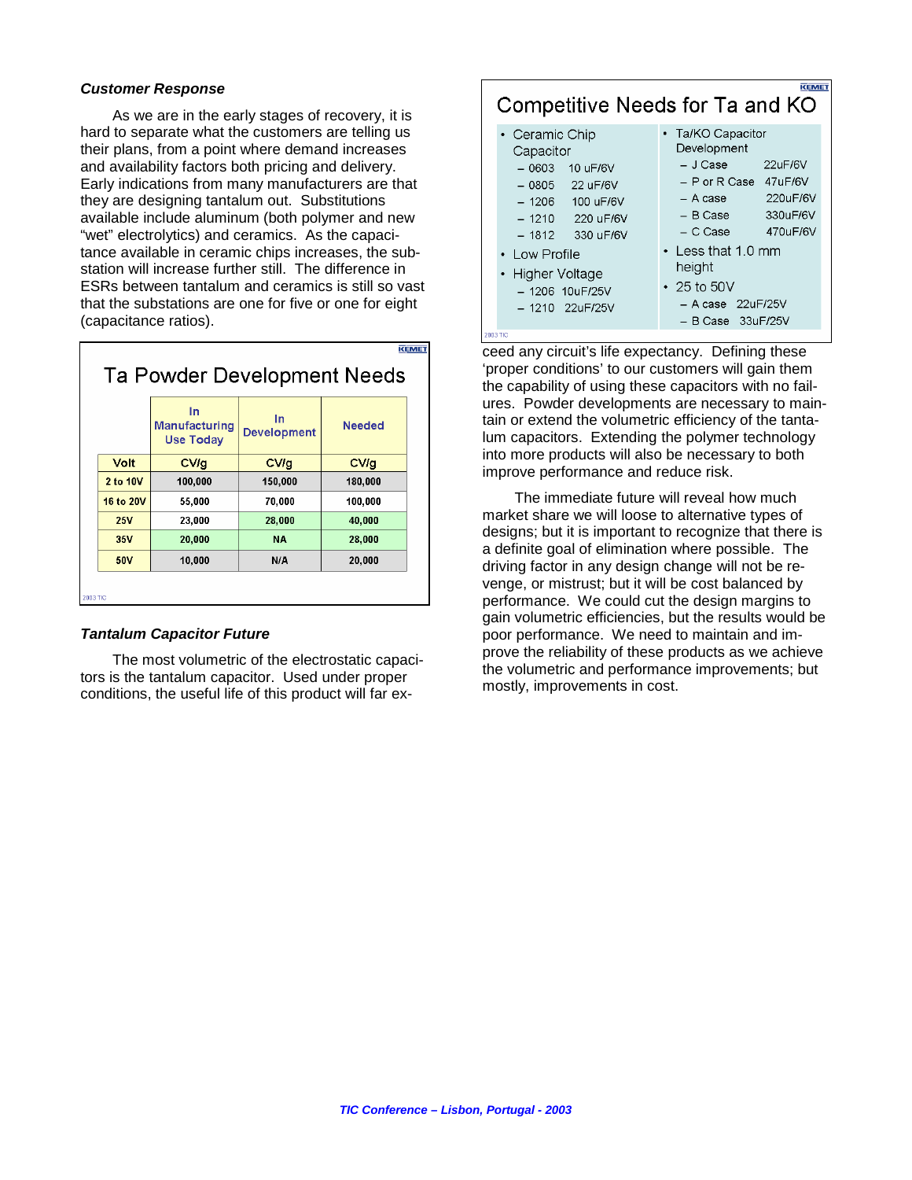### *Customer Response*

As we are in the early stages of recovery, it is hard to separate what the customers are telling us their plans, from a point where demand increases and availability factors both pricing and delivery. Early indications from many manufacturers are that they are designing tantalum out. Substitutions available include aluminum (both polymer and new "wet" electrolytics) and ceramics. As the capacitance available in ceramic chips increases, the substation will increase further still. The difference in ESRs between tantalum and ceramics is still so vast that the substations are one for five or one for eight (capacitance ratios).

**Ta Powder Development Needs**

| | In Manufacturing Use Today | In Development | Needed |
|---|---|---|---|
| Volt | CV/g | CV/g | CV/g |
| 2 to 10V | 100,000 | 150,000 | 180,000 |
| 16 to 20V | 55,000 | 70,000 | 100,000 |
| 25V | 23,000 | 28,000 | 40,000 |
| 35V | 20,000 | NA | 28,000 |
| 50V | 10,000 | N/A | 20,000 |

2003 TIC

### *Tantalum Capacitor Future*

The most volumetric of the electrostatic capacitors is the tantalum capacitor. Used under proper conditions, the useful life of this product will far exceed any circuit's life expectancy. Defining these 'proper conditions' to our customers will gain them the capability of using these capacitors with no failures. Powder developments are necessary to maintain or extend the volumetric efficiency of the tantalum capacitors. Extending the polymer technology into more products will also be necessary to both improve performance and reduce risk.

**Competitive Needs for Ta and KO**

- Ceramic Chip Capacitor
  - 0603 10 uF/6V
  - 0805 22 uF/6V
  - 1206 100 uF/6V
  - 1210 220 uF/6V
  - 1812 330 uF/6V
- Low Profile
- Higher Voltage
  - 1206 10uF/25V
  - 1210 22uF/25V

- Ta/KO Capacitor Development
  - J Case 22uF/6V
  - P or R Case 47uF/6V
  - A case 220uF/6V
  - B Case 330uF/6V
  - C Case 470uF/6V
- Less that 1.0 mm height
- 25 to 50V
  - A case 22uF/25V
  - B Case 33uF/25V

2003 TIC

The immediate future will reveal how much market share we will loose to alternative types of designs; but it is important to recognize that there is a definite goal of elimination where possible. The driving factor in any design change will not be revenge, or mistrust; but it will be cost balanced by performance. We could cut the design margins to gain volumetric efficiencies, but the results would be poor performance. We need to maintain and improve the reliability of these products as we achieve the volumetric and performance improvements; but mostly, improvements in cost.